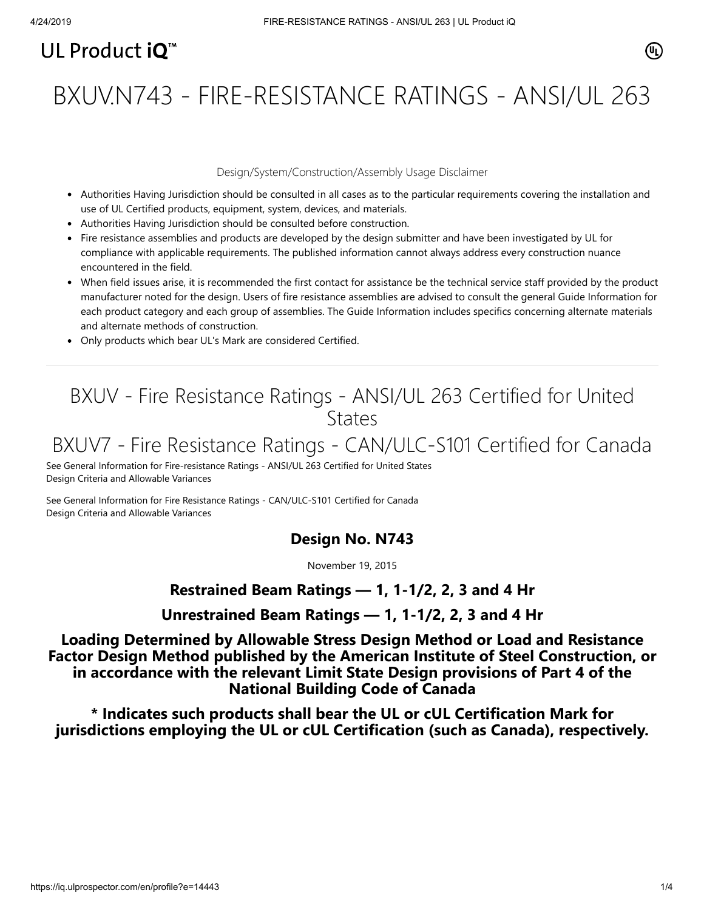UL Product iQ™

# BXUV.N743 - FIRE-RESISTANCE RATINGS - ANSI/UL 263

Design/System/Construction/Assembly Usage Disclaimer

- Authorities Having Jurisdiction should be consulted in all cases as to the particular requirements covering the installation and use of UL Certified products, equipment, system, devices, and materials.
- Authorities Having Jurisdiction should be consulted before construction.
- Fire resistance assemblies and products are developed by the design submitter and have been investigated by UL for compliance with applicable requirements. The published information cannot always address every construction nuance encountered in the field.
- When field issues arise, it is recommended the first contact for assistance be the technical service staff provided by the product manufacturer noted for the design. Users of fire resistance assemblies are advised to consult the general Guide Information for each product category and each group of assemblies. The Guide Information includes specifics concerning alternate materials and alternate methods of construction.
- Only products which bear UL's Mark are considered Certified.

---

## BXUV - Fire Resistance Ratings - ANSI/UL 263 Certified for United States

## BXUV7 - Fire Resistance Ratings - CAN/ULC-S101 Certified for Canada

See General Information for Fire-resistance Ratings - ANSI/UL 263 Certified for United States
Design Criteria and Allowable Variances

See General Information for Fire Resistance Ratings - CAN/ULC-S101 Certified for Canada
Design Criteria and Allowable Variances

### Design No. N743

November 19, 2015

### Restrained Beam Ratings — 1, 1-1/2, 2, 3 and 4 Hr

### Unrestrained Beam Ratings — 1, 1-1/2, 2, 3 and 4 Hr

### Loading Determined by Allowable Stress Design Method or Load and Resistance Factor Design Method published by the American Institute of Steel Construction, or in accordance with the relevant Limit State Design provisions of Part 4 of the National Building Code of Canada

### * Indicates such products shall bear the UL or cUL Certification Mark for jurisdictions employing the UL or cUL Certification (such as Canada), respectively.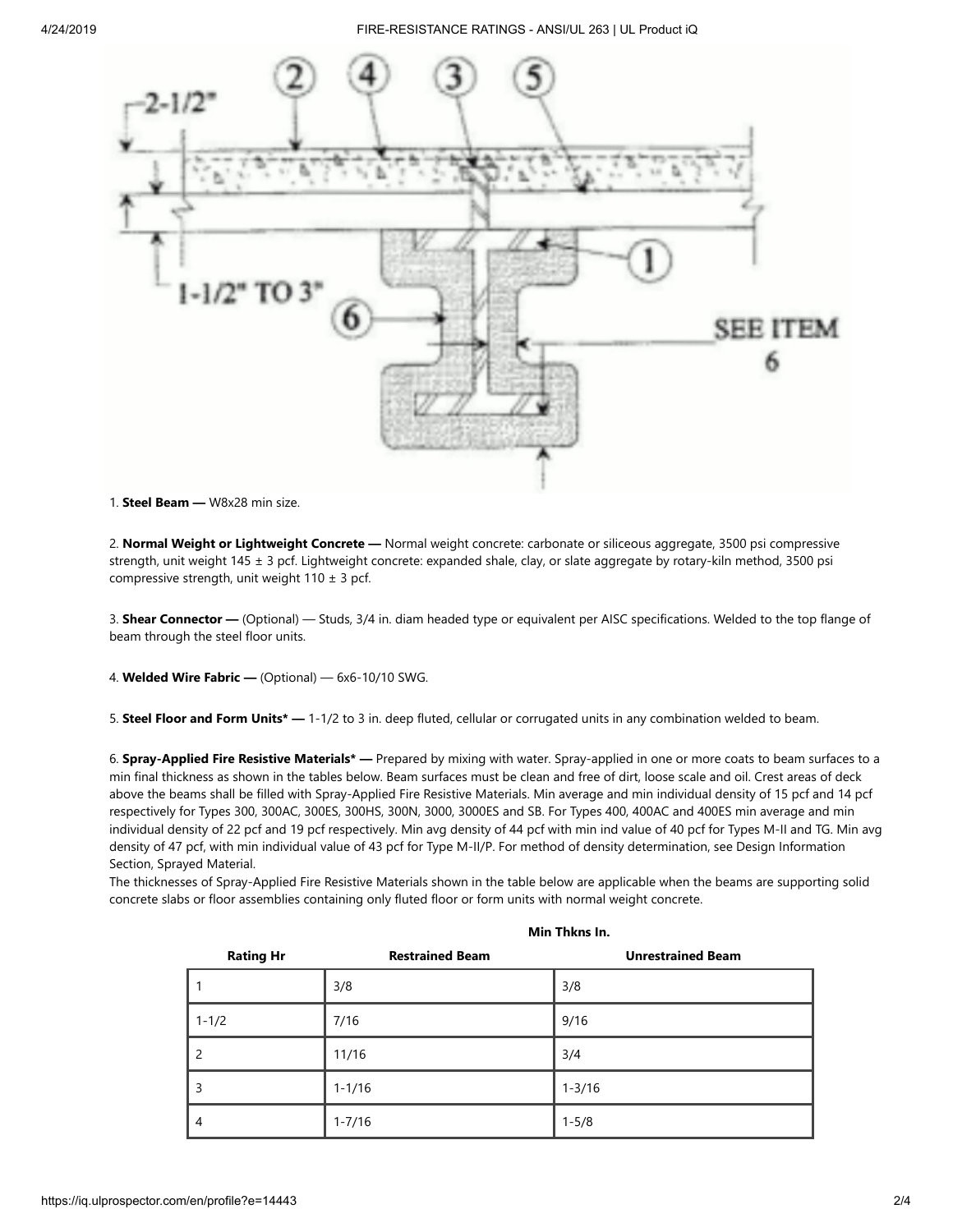1. **Steel Beam —** W8x28 min size.

2. **Normal Weight or Lightweight Concrete —** Normal weight concrete: carbonate or siliceous aggregate, 3500 psi compressive strength, unit weight 145 ± 3 pcf. Lightweight concrete: expanded shale, clay, or slate aggregate by rotary-kiln method, 3500 psi compressive strength, unit weight 110 ± 3 pcf.

3. **Shear Connector —** (Optional) — Studs, 3/4 in. diam headed type or equivalent per AISC specifications. Welded to the top flange of beam through the steel floor units.

4. **Welded Wire Fabric —** (Optional) — 6x6-10/10 SWG.

5. **Steel Floor and Form Units* —** 1-1/2 to 3 in. deep fluted, cellular or corrugated units in any combination welded to beam.

6. **Spray-Applied Fire Resistive Materials* —** Prepared by mixing with water. Spray-applied in one or more coats to beam surfaces to a min final thickness as shown in the tables below. Beam surfaces must be clean and free of dirt, loose scale and oil. Crest areas of deck above the beams shall be filled with Spray-Applied Fire Resistive Materials. Min average and min individual density of 15 pcf and 14 pcf respectively for Types 300, 300AC, 300ES, 300HS, 300N, 3000, 3000ES and SB. For Types 400, 400AC and 400ES min average and min individual density of 22 pcf and 19 pcf respectively. Min avg density of 44 pcf with min ind value of 40 pcf for Types M-II and TG. Min avg density of 47 pcf, with min individual value of 43 pcf for Type M-II/P. For method of density determination, see Design Information Section, Sprayed Material.
The thicknesses of Spray-Applied Fire Resistive Materials shown in the table below are applicable when the beams are supporting solid concrete slabs or floor assemblies containing only fluted floor or form units with normal weight concrete.

| | Min Thkns In. | |
|---|---|---|
| **Rating Hr** | **Restrained Beam** | **Unrestrained Beam** |
| 1 | 3/8 | 3/8 |
| 1-1/2 | 7/16 | 9/16 |
| 2 | 11/16 | 3/4 |
| 3 | 1-1/16 | 1-3/16 |
| 4 | 1-7/16 | 1-5/8 |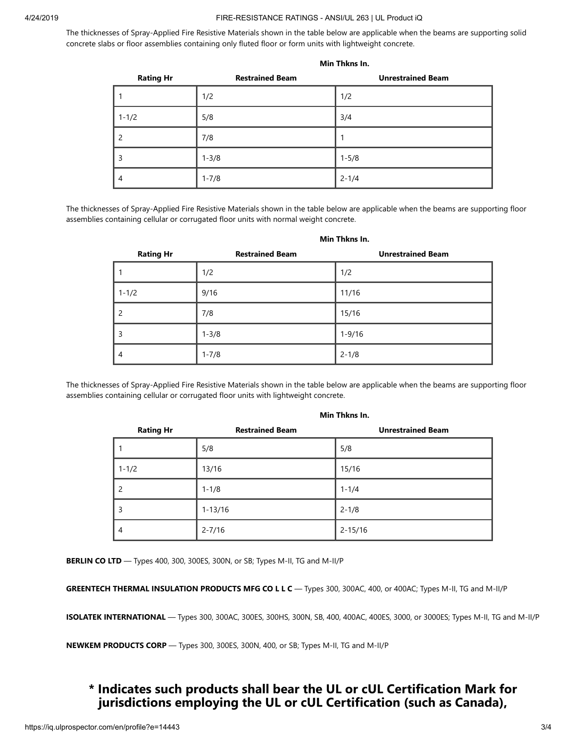The thicknesses of Spray-Applied Fire Resistive Materials shown in the table below are applicable when the beams are supporting solid concrete slabs or floor assemblies containing only fluted floor or form units with lightweight concrete.

| | Min Thkns In. | |
|---|---|---|
| **Rating Hr** | **Restrained Beam** | **Unrestrained Beam** |
| 1 | 1/2 | 1/2 |
| 1-1/2 | 5/8 | 3/4 |
| 2 | 7/8 | 1 |
| 3 | 1-3/8 | 1-5/8 |
| 4 | 1-7/8 | 2-1/4 |

The thicknesses of Spray-Applied Fire Resistive Materials shown in the table below are applicable when the beams are supporting floor assemblies containing cellular or corrugated floor units with normal weight concrete.

| | Min Thkns In. | |
|---|---|---|
| **Rating Hr** | **Restrained Beam** | **Unrestrained Beam** |
| 1 | 1/2 | 1/2 |
| 1-1/2 | 9/16 | 11/16 |
| 2 | 7/8 | 15/16 |
| 3 | 1-3/8 | 1-9/16 |
| 4 | 1-7/8 | 2-1/8 |

The thicknesses of Spray-Applied Fire Resistive Materials shown in the table below are applicable when the beams are supporting floor assemblies containing cellular or corrugated floor units with lightweight concrete.

| | Min Thkns In. | |
|---|---|---|
| **Rating Hr** | **Restrained Beam** | **Unrestrained Beam** |
| 1 | 5/8 | 5/8 |
| 1-1/2 | 13/16 | 15/16 |
| 2 | 1-1/8 | 1-1/4 |
| 3 | 1-13/16 | 2-1/8 |
| 4 | 2-7/16 | 2-15/16 |

**BERLIN CO LTD** — Types 400, 300, 300ES, 300N, or SB; Types M-II, TG and M-II/P

**GREENTECH THERMAL INSULATION PRODUCTS MFG CO L L C** — Types 300, 300AC, 400, or 400AC; Types M-II, TG and M-II/P

**ISOLATEK INTERNATIONAL** — Types 300, 300AC, 300ES, 300HS, 300N, SB, 400, 400AC, 400ES, 3000, or 3000ES; Types M-II, TG and M-II/P

**NEWKEM PRODUCTS CORP** — Types 300, 300ES, 300N, 400, or SB; Types M-II, TG and M-II/P

## * Indicates such products shall bear the UL or cUL Certification Mark for jurisdictions employing the UL or cUL Certification (such as Canada),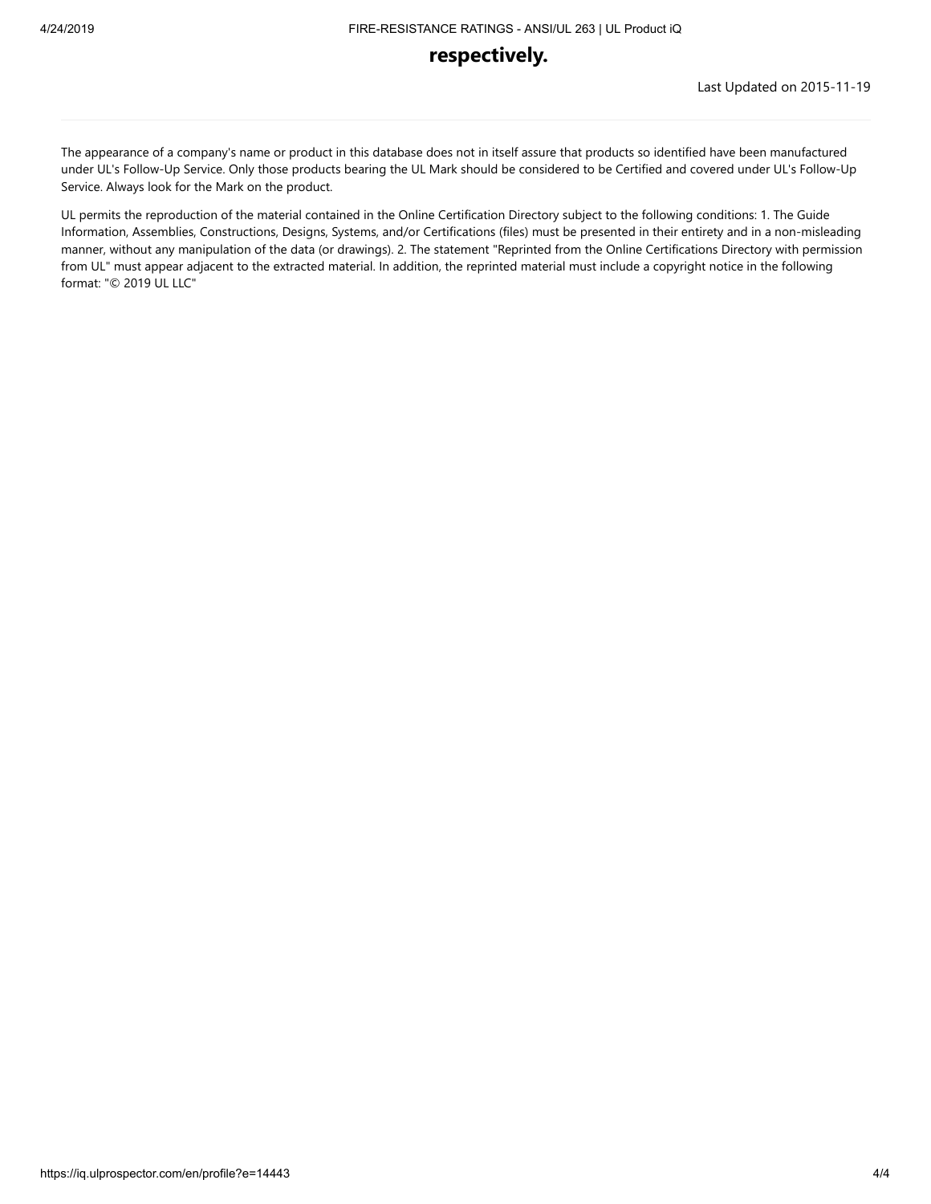**respectively.**

Last Updated on 2015-11-19

---

The appearance of a company's name or product in this database does not in itself assure that products so identified have been manufactured under UL's Follow-Up Service. Only those products bearing the UL Mark should be considered to be Certified and covered under UL's Follow-Up Service. Always look for the Mark on the product.

UL permits the reproduction of the material contained in the Online Certification Directory subject to the following conditions: 1. The Guide Information, Assemblies, Constructions, Designs, Systems, and/or Certifications (files) must be presented in their entirety and in a non-misleading manner, without any manipulation of the data (or drawings). 2. The statement "Reprinted from the Online Certifications Directory with permission from UL" must appear adjacent to the extracted material. In addition, the reprinted material must include a copyright notice in the following format: "© 2019 UL LLC"